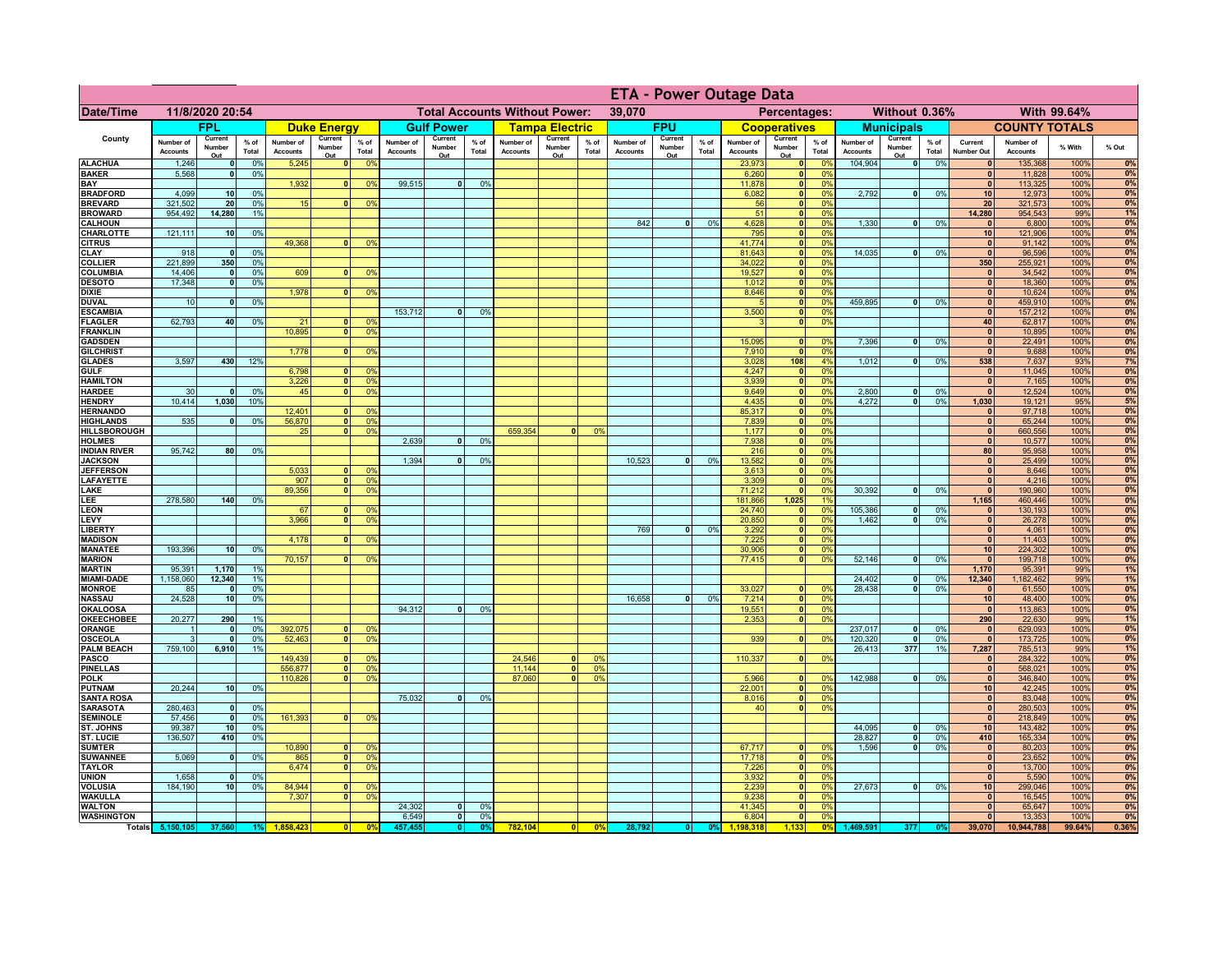# ETA - Power Outage Data

| Date/Time | 11/8/2020 20:54 | | | | | Total Accounts Without Power: | | | | 39,070 | | | | | Percentages: | | | Without 0.36% | | | With 99.64% | | |
|---|---|---|---|---|---|---|---|---|---|---|---|---|---|---|---|---|---|---|---|---|---|---|---|
| | FPL | | | Duke Energy | | | Gulf Power | | | Tampa Electric | | | FPU | | | Cooperatives | | | Municipals | | | COUNTY TOTALS | | | |

| County | FPL Number of Accounts | FPL Current Number Out | FPL % of Total | Duke Number of Accounts | Duke Current Number Out | Duke % of Total | Gulf Number of Accounts | Gulf Current Number Out | Gulf % of Total | Tampa Number of Accounts | Tampa Current Number Out | Tampa % of Total | FPU Number of Accounts | FPU Current Number Out | FPU % of Total | Coop Number of Accounts | Coop Current Number Out | Coop % of Total | Muni Number of Accounts | Muni Current Number Out | Muni % of Total | Current Number Out | Number of Accounts | % With | % Out |
|---|---|---|---|---|---|---|---|---|---|---|---|---|---|---|---|---|---|---|---|---|---|---|---|---|---|
| ALACHUA | 1,246 | 0 | 0% | 5,245 | 0 | 0% | | | | | | | | | | 23,973 | 0 | 0% | 104,904 | 0 | 0% | 0 | 135,368 | 100% | 0% |
| BAKER | 5,568 | 0 | 0% | | | | | | | | | | | | | 6,260 | 0 | 0% | | | | 0 | 11,828 | 100% | 0% |
| BAY | | | | 1,932 | 0 | 0% | 99,515 | 0 | 0% | | | | | | | 11,878 | 0 | 0% | | | | 0 | 113,325 | 100% | 0% |
| BRADFORD | 4,099 | 10 | 0% | | | | | | | | | | | | | 6,082 | 0 | 0% | 2,792 | 0 | 0% | 10 | 12,973 | 100% | 0% |
| BREVARD | 321,502 | 20 | 0% | 15 | 0 | 0% | | | | | | | | | | 56 | 0 | 0% | | | | 20 | 321,573 | 100% | 0% |
| BROWARD | 954,492 | 14,280 | 1% | | | | | | | | | | | | | 51 | 0 | 0% | | | | 14,280 | 954,543 | 99% | 1% |
| CALHOUN | | | | | | | | | | | | | 842 | 0 | 0% | 4,628 | 0 | 0% | 1,330 | 0 | 0% | 0 | 6,800 | 100% | 0% |
| CHARLOTTE | 121,111 | 10 | 0% | | | | | | | | | | | | | 795 | 0 | 0% | | | | 10 | 121,906 | 100% | 0% |
| CITRUS | | | | 49,368 | 0 | 0% | | | | | | | | | | 41,774 | 0 | 0% | | | | 0 | 91,142 | 100% | 0% |
| CLAY | 918 | 0 | 0% | | | | | | | | | | | | | 81,643 | 0 | 0% | 14,035 | 0 | 0% | 0 | 96,596 | 100% | 0% |
| COLLIER | 221,899 | 350 | 0% | | | | | | | | | | | | | 34,022 | 0 | 0% | | | | 350 | 255,921 | 100% | 0% |
| COLUMBIA | 14,406 | 0 | 0% | 609 | 0 | 0% | | | | | | | | | | 19,527 | 0 | 0% | | | | 0 | 34,542 | 100% | 0% |
| DESOTO | 17,348 | 0 | 0% | | | | | | | | | | | | | 1,012 | 0 | 0% | | | | 0 | 18,360 | 100% | 0% |
| DIXIE | | | | 1,978 | 0 | 0% | | | | | | | | | | 8,646 | 0 | 0% | | | | 0 | 10,624 | 100% | 0% |
| DUVAL | 10 | 0 | 0% | | | | | | | | | | | | | 5 | 0 | 0% | 459,895 | 0 | 0% | 0 | 459,910 | 100% | 0% |
| ESCAMBIA | | | | | | | 153,712 | 0 | 0% | | | | | | | 3,500 | 0 | 0% | | | | 0 | 157,212 | 100% | 0% |
| FLAGLER | 62,793 | 40 | 0% | 21 | 0 | 0% | | | | | | | | | | 3 | 0 | 0% | | | | 40 | 62,817 | 100% | 0% |
| FRANKLIN | | | | 10,895 | 0 | 0% | | | | | | | | | | | | | | | | 0 | 10,895 | 100% | 0% |
| GADSDEN | | | | | | | | | | | | | | | | 15,095 | 0 | 0% | 7,396 | 0 | 0% | 0 | 22,491 | 100% | 0% |
| GILCHRIST | | | | 1,778 | 0 | 0% | | | | | | | | | | 7,910 | 0 | 0% | | | | 0 | 9,688 | 100% | 0% |
| GLADES | 3,597 | 430 | 12% | | | | | | | | | | | | | 3,028 | 108 | 4% | 1,012 | 0 | 0% | 538 | 7,637 | 93% | 7% |
| GULF | | | | 6,798 | 0 | 0% | | | | | | | | | | 4,247 | 0 | 0% | | | | 0 | 11,045 | 100% | 0% |
| HAMILTON | | | | 3,226 | 0 | 0% | | | | | | | | | | 3,939 | 0 | 0% | | | | 0 | 7,165 | 100% | 0% |
| HARDEE | 30 | 0 | 0% | 45 | 0 | 0% | | | | | | | | | | 9,649 | 0 | 0% | 2,800 | 0 | 0% | 0 | 12,524 | 100% | 0% |
| HENDRY | 10,414 | 1,030 | 10% | | | | | | | | | | | | | 4,435 | 0 | 0% | 4,272 | 0 | 0% | 1,030 | 19,121 | 95% | 5% |
| HERNANDO | | | | 12,401 | 0 | 0% | | | | | | | | | | 85,317 | 0 | 0% | | | | 0 | 97,718 | 100% | 0% |
| HIGHLANDS | 535 | 0 | 0% | 56,870 | 0 | 0% | | | | | | | | | | 7,839 | 0 | 0% | | | | 0 | 65,244 | 100% | 0% |
| HILLSBOROUGH | | | | 25 | 0 | 0% | | | | 659,354 | 0 | 0% | | | | 1,177 | 0 | 0% | | | | 0 | 660,556 | 100% | 0% |
| HOLMES | | | | | | | 2,639 | 0 | 0% | | | | | | | 7,938 | 0 | 0% | | | | 0 | 10,577 | 100% | 0% |
| INDIAN RIVER | 95,742 | 80 | 0% | | | | | | | | | | | | | 216 | 0 | 0% | | | | 80 | 95,958 | 100% | 0% |
| JACKSON | | | | | | | 1,394 | 0 | 0% | | | | 10,523 | 0 | 0% | 13,582 | 0 | 0% | | | | 0 | 25,499 | 100% | 0% |
| JEFFERSON | | | | 5,033 | 0 | 0% | | | | | | | | | | 3,613 | 0 | 0% | | | | 0 | 8,646 | 100% | 0% |
| LAFAYETTE | | | | 907 | 0 | 0% | | | | | | | | | | 3,309 | 0 | 0% | | | | 0 | 4,216 | 100% | 0% |
| LAKE | | | | 89,356 | 0 | 0% | | | | | | | | | | 71,212 | 0 | 0% | 30,392 | 0 | 0% | 0 | 190,960 | 100% | 0% |
| LEE | 278,580 | 140 | 0% | | | | | | | | | | | | | 181,866 | 1,025 | 1% | | | | 1,165 | 460,446 | 100% | 0% |
| LEON | | | | 67 | 0 | 0% | | | | | | | | | | 24,740 | 0 | 0% | 105,386 | 0 | 0% | 0 | 130,193 | 100% | 0% |
| LEVY | | | | 3,966 | 0 | 0% | | | | | | | | | | 20,850 | 0 | 0% | 1,462 | 0 | 0% | 0 | 26,278 | 100% | 0% |
| LIBERTY | | | | | | | | | | | | | 769 | 0 | 0% | 3,292 | 0 | 0% | | | | 0 | 4,061 | 100% | 0% |
| MADISON | | | | 4,178 | 0 | 0% | | | | | | | | | | 7,225 | 0 | 0% | | | | 0 | 11,403 | 100% | 0% |
| MANATEE | 193,396 | 10 | 0% | | | | | | | | | | | | | 30,906 | 0 | 0% | | | | 10 | 224,302 | 100% | 0% |
| MARION | | | | 70,157 | 0 | 0% | | | | | | | | | | 77,415 | 0 | 0% | 52,146 | 0 | 0% | 0 | 199,718 | 100% | 0% |
| MARTIN | 95,391 | 1,170 | 1% | | | | | | | | | | | | | | | | | | | 1,170 | 95,391 | 99% | 1% |
| MIAMI-DADE | 1,158,060 | 12,340 | 1% | | | | | | | | | | | | | | | | 24,402 | 0 | 0% | 12,340 | 1,182,462 | 99% | 1% |
| MONROE | 85 | 0 | 0% | | | | | | | | | | | | | 33,027 | 0 | 0% | 28,438 | 0 | 0% | 0 | 61,550 | 100% | 0% |
| NASSAU | 24,528 | 10 | 0% | | | | | | | | | | 16,658 | 0 | 0% | 7,214 | 0 | 0% | | | | 10 | 48,400 | 100% | 0% |
| OKALOOSA | | | | | | | 94,312 | 0 | 0% | | | | | | | 19,551 | 0 | 0% | | | | 0 | 113,863 | 100% | 0% |
| OKEECHOBEE | 20,277 | 290 | 1% | | | | | | | | | | | | | 2,353 | 0 | 0% | | | | 290 | 22,630 | 99% | 1% |
| ORANGE | 1 | 0 | 0% | 392,075 | 0 | 0% | | | | | | | | | | | | | 237,017 | 0 | 0% | 0 | 629,093 | 100% | 0% |
| OSCEOLA | 3 | 0 | 0% | 52,463 | 0 | 0% | | | | | | | | | | 939 | 0 | 0% | 120,320 | 0 | 0% | 0 | 173,725 | 100% | 0% |
| PALM BEACH | 759,100 | 6,910 | 1% | | | | | | | | | | | | | | | | 26,413 | 377 | 1% | 7,287 | 785,513 | 99% | 1% |
| PASCO | | | | 149,439 | 0 | 0% | | | | 24,546 | 0 | 0% | | | | 110,337 | 0 | 0% | | | | 0 | 284,322 | 100% | 0% |
| PINELLAS | | | | 556,877 | 0 | 0% | | | | 11,144 | 0 | 0% | | | | | | | | | | 0 | 568,021 | 100% | 0% |
| POLK | | | | 110,826 | 0 | 0% | | | | 87,060 | 0 | 0% | | | | 5,966 | 0 | 0% | 142,988 | 0 | 0% | 0 | 346,840 | 100% | 0% |
| PUTNAM | 20,244 | 10 | 0% | | | | | | | | | | | | | 22,001 | 0 | 0% | | | | 10 | 42,245 | 100% | 0% |
| SANTA ROSA | | | | | | | 75,032 | 0 | 0% | | | | | | | 8,016 | 0 | 0% | | | | 0 | 83,048 | 100% | 0% |
| SARASOTA | 280,463 | 0 | 0% | | | | | | | | | | | | | 40 | 0 | 0% | | | | 0 | 280,503 | 100% | 0% |
| SEMINOLE | 57,456 | 0 | 0% | 161,393 | 0 | 0% | | | | | | | | | | | | | | | | 0 | 218,849 | 100% | 0% |
| ST. JOHNS | 99,387 | 10 | 0% | | | | | | | | | | | | | | | | 44,095 | 0 | 0% | 10 | 143,482 | 100% | 0% |
| ST. LUCIE | 136,507 | 410 | 0% | | | | | | | | | | | | | | | | 28,827 | 0 | 0% | 410 | 165,334 | 100% | 0% |
| SUMTER | | | | 10,890 | 0 | 0% | | | | | | | | | | 67,717 | 0 | 0% | 1,596 | 0 | 0% | 0 | 80,203 | 100% | 0% |
| SUWANNEE | 5,069 | 0 | 0% | 865 | 0 | 0% | | | | | | | | | | 17,718 | 0 | 0% | | | | 0 | 23,652 | 100% | 0% |
| TAYLOR | | | | 6,474 | 0 | 0% | | | | | | | | | | 7,226 | 0 | 0% | | | | 0 | 13,700 | 100% | 0% |
| UNION | 1,658 | 0 | 0% | | | | | | | | | | | | | 3,932 | 0 | 0% | | | | 0 | 5,590 | 100% | 0% |
| VOLUSIA | 184,190 | 10 | 0% | 84,944 | 0 | 0% | | | | | | | | | | 2,239 | 0 | 0% | 27,673 | 0 | 0% | 10 | 299,046 | 100% | 0% |
| WAKULLA | | | | 7,307 | 0 | 0% | | | | | | | | | | 9,238 | 0 | 0% | | | | 0 | 16,545 | 100% | 0% |
| WALTON | | | | | | | 24,302 | 0 | 0% | | | | | | | 41,345 | 0 | 0% | | | | 0 | 65,647 | 100% | 0% |
| WASHINGTON | | | | | | | 6,549 | 0 | 0% | | | | | | | 6,804 | 0 | 0% | | | | 0 | 13,353 | 100% | 0% |
| Totals | 5,150,105 | 37,560 | 1% | 1,858,423 | 0 | 0% | 457,455 | 0 | 0% | 782,104 | 0 | 0% | 28,792 | 0 | 0% | 1,198,318 | 1,133 | 0% | 1,469,591 | 377 | 0% | 39,070 | 10,944,788 | 99.64% | 0.36% |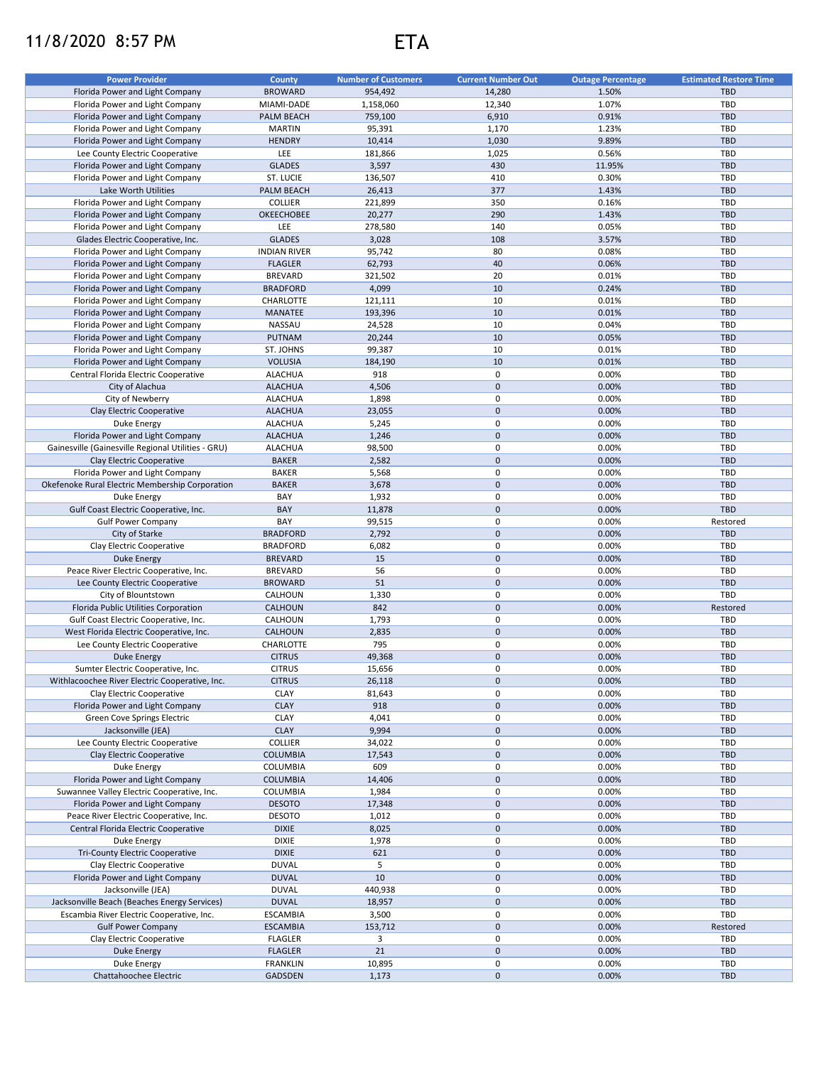11/8/2020 8:57 PM

# ETA

| Power Provider | County | Number of Customers | Current Number Out | Outage Percentage | Estimated Restore Time |
|---|---|---|---|---|---|
| Florida Power and Light Company | BROWARD | 954,492 | 14,280 | 1.50% | TBD |
| Florida Power and Light Company | MIAMI-DADE | 1,158,060 | 12,340 | 1.07% | TBD |
| Florida Power and Light Company | PALM BEACH | 759,100 | 6,910 | 0.91% | TBD |
| Florida Power and Light Company | MARTIN | 95,391 | 1,170 | 1.23% | TBD |
| Florida Power and Light Company | HENDRY | 10,414 | 1,030 | 9.89% | TBD |
| Lee County Electric Cooperative | LEE | 181,866 | 1,025 | 0.56% | TBD |
| Florida Power and Light Company | GLADES | 3,597 | 430 | 11.95% | TBD |
| Florida Power and Light Company | ST. LUCIE | 136,507 | 410 | 0.30% | TBD |
| Lake Worth Utilities | PALM BEACH | 26,413 | 377 | 1.43% | TBD |
| Florida Power and Light Company | COLLIER | 221,899 | 350 | 0.16% | TBD |
| Florida Power and Light Company | OKEECHOBEE | 20,277 | 290 | 1.43% | TBD |
| Florida Power and Light Company | LEE | 278,580 | 140 | 0.05% | TBD |
| Glades Electric Cooperative, Inc. | GLADES | 3,028 | 108 | 3.57% | TBD |
| Florida Power and Light Company | INDIAN RIVER | 95,742 | 80 | 0.08% | TBD |
| Florida Power and Light Company | FLAGLER | 62,793 | 40 | 0.06% | TBD |
| Florida Power and Light Company | BREVARD | 321,502 | 20 | 0.01% | TBD |
| Florida Power and Light Company | BRADFORD | 4,099 | 10 | 0.24% | TBD |
| Florida Power and Light Company | CHARLOTTE | 121,111 | 10 | 0.01% | TBD |
| Florida Power and Light Company | MANATEE | 193,396 | 10 | 0.01% | TBD |
| Florida Power and Light Company | NASSAU | 24,528 | 10 | 0.04% | TBD |
| Florida Power and Light Company | PUTNAM | 20,244 | 10 | 0.05% | TBD |
| Florida Power and Light Company | ST. JOHNS | 99,387 | 10 | 0.01% | TBD |
| Florida Power and Light Company | VOLUSIA | 184,190 | 10 | 0.01% | TBD |
| Central Florida Electric Cooperative | ALACHUA | 918 | 0 | 0.00% | TBD |
| City of Alachua | ALACHUA | 4,506 | 0 | 0.00% | TBD |
| City of Newberry | ALACHUA | 1,898 | 0 | 0.00% | TBD |
| Clay Electric Cooperative | ALACHUA | 23,055 | 0 | 0.00% | TBD |
| Duke Energy | ALACHUA | 5,245 | 0 | 0.00% | TBD |
| Florida Power and Light Company | ALACHUA | 1,246 | 0 | 0.00% | TBD |
| Gainesville (Gainesville Regional Utilities - GRU) | ALACHUA | 98,500 | 0 | 0.00% | TBD |
| Clay Electric Cooperative | BAKER | 2,582 | 0 | 0.00% | TBD |
| Florida Power and Light Company | BAKER | 5,568 | 0 | 0.00% | TBD |
| Okefenoke Rural Electric Membership Corporation | BAKER | 3,678 | 0 | 0.00% | TBD |
| Duke Energy | BAY | 1,932 | 0 | 0.00% | TBD |
| Gulf Coast Electric Cooperative, Inc. | BAY | 11,878 | 0 | 0.00% | TBD |
| Gulf Power Company | BAY | 99,515 | 0 | 0.00% | Restored |
| City of Starke | BRADFORD | 2,792 | 0 | 0.00% | TBD |
| Clay Electric Cooperative | BRADFORD | 6,082 | 0 | 0.00% | TBD |
| Duke Energy | BREVARD | 15 | 0 | 0.00% | TBD |
| Peace River Electric Cooperative, Inc. | BREVARD | 56 | 0 | 0.00% | TBD |
| Lee County Electric Cooperative | BROWARD | 51 | 0 | 0.00% | TBD |
| City of Blountstown | CALHOUN | 1,330 | 0 | 0.00% | TBD |
| Florida Public Utilities Corporation | CALHOUN | 842 | 0 | 0.00% | Restored |
| Gulf Coast Electric Cooperative, Inc. | CALHOUN | 1,793 | 0 | 0.00% | TBD |
| West Florida Electric Cooperative, Inc. | CALHOUN | 2,835 | 0 | 0.00% | TBD |
| Lee County Electric Cooperative | CHARLOTTE | 795 | 0 | 0.00% | TBD |
| Duke Energy | CITRUS | 49,368 | 0 | 0.00% | TBD |
| Sumter Electric Cooperative, Inc. | CITRUS | 15,656 | 0 | 0.00% | TBD |
| Withlacoochee River Electric Cooperative, Inc. | CITRUS | 26,118 | 0 | 0.00% | TBD |
| Clay Electric Cooperative | CLAY | 81,643 | 0 | 0.00% | TBD |
| Florida Power and Light Company | CLAY | 918 | 0 | 0.00% | TBD |
| Green Cove Springs Electric | CLAY | 4,041 | 0 | 0.00% | TBD |
| Jacksonville (JEA) | CLAY | 9,994 | 0 | 0.00% | TBD |
| Lee County Electric Cooperative | COLLIER | 34,022 | 0 | 0.00% | TBD |
| Clay Electric Cooperative | COLUMBIA | 17,543 | 0 | 0.00% | TBD |
| Duke Energy | COLUMBIA | 609 | 0 | 0.00% | TBD |
| Florida Power and Light Company | COLUMBIA | 14,406 | 0 | 0.00% | TBD |
| Suwannee Valley Electric Cooperative, Inc. | COLUMBIA | 1,984 | 0 | 0.00% | TBD |
| Florida Power and Light Company | DESOTO | 17,348 | 0 | 0.00% | TBD |
| Peace River Electric Cooperative, Inc. | DESOTO | 1,012 | 0 | 0.00% | TBD |
| Central Florida Electric Cooperative | DIXIE | 8,025 | 0 | 0.00% | TBD |
| Duke Energy | DIXIE | 1,978 | 0 | 0.00% | TBD |
| Tri-County Electric Cooperative | DIXIE | 621 | 0 | 0.00% | TBD |
| Clay Electric Cooperative | DUVAL | 5 | 0 | 0.00% | TBD |
| Florida Power and Light Company | DUVAL | 10 | 0 | 0.00% | TBD |
| Jacksonville (JEA) | DUVAL | 440,938 | 0 | 0.00% | TBD |
| Jacksonville Beach (Beaches Energy Services) | DUVAL | 18,957 | 0 | 0.00% | TBD |
| Escambia River Electric Cooperative, Inc. | ESCAMBIA | 3,500 | 0 | 0.00% | TBD |
| Gulf Power Company | ESCAMBIA | 153,712 | 0 | 0.00% | Restored |
| Clay Electric Cooperative | FLAGLER | 3 | 0 | 0.00% | TBD |
| Duke Energy | FLAGLER | 21 | 0 | 0.00% | TBD |
| Duke Energy | FRANKLIN | 10,895 | 0 | 0.00% | TBD |
| Chattahoochee Electric | GADSDEN | 1,173 | 0 | 0.00% | TBD |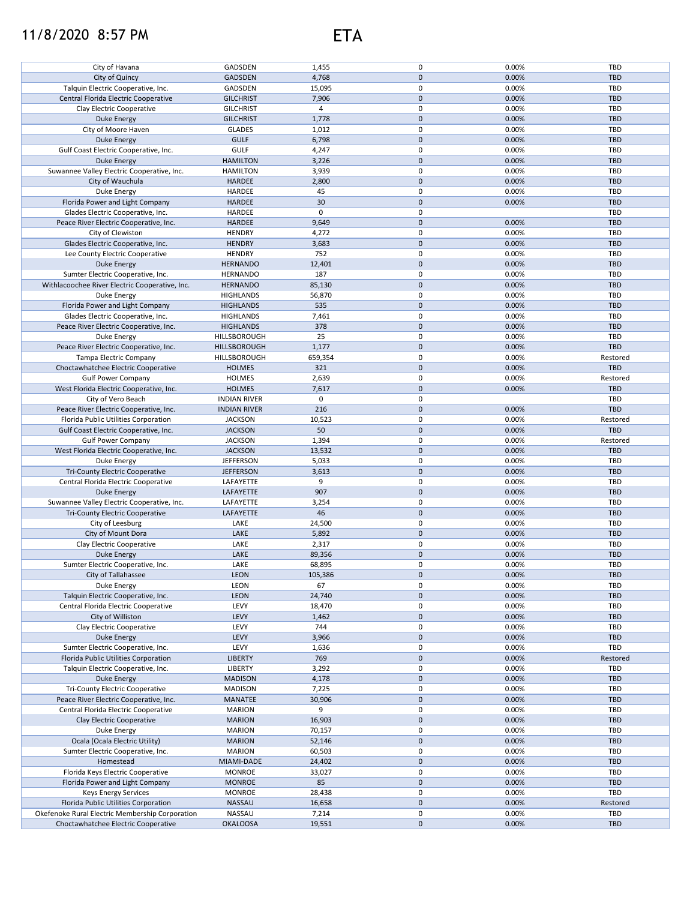# 11/8/2020 8:57 PM ETA

| | | | | | |
|---|---|---|---|---|---|
| City of Havana | GADSDEN | 1,455 | 0 | 0.00% | TBD |
| City of Quincy | GADSDEN | 4,768 | 0 | 0.00% | TBD |
| Talquin Electric Cooperative, Inc. | GADSDEN | 15,095 | 0 | 0.00% | TBD |
| Central Florida Electric Cooperative | GILCHRIST | 7,906 | 0 | 0.00% | TBD |
| Clay Electric Cooperative | GILCHRIST | 4 | 0 | 0.00% | TBD |
| Duke Energy | GILCHRIST | 1,778 | 0 | 0.00% | TBD |
| City of Moore Haven | GLADES | 1,012 | 0 | 0.00% | TBD |
| Duke Energy | GULF | 6,798 | 0 | 0.00% | TBD |
| Gulf Coast Electric Cooperative, Inc. | GULF | 4,247 | 0 | 0.00% | TBD |
| Duke Energy | HAMILTON | 3,226 | 0 | 0.00% | TBD |
| Suwannee Valley Electric Cooperative, Inc. | HAMILTON | 3,939 | 0 | 0.00% | TBD |
| City of Wauchula | HARDEE | 2,800 | 0 | 0.00% | TBD |
| Duke Energy | HARDEE | 45 | 0 | 0.00% | TBD |
| Florida Power and Light Company | HARDEE | 30 | 0 | 0.00% | TBD |
| Glades Electric Cooperative, Inc. | HARDEE | 0 | 0 | | TBD |
| Peace River Electric Cooperative, Inc. | HARDEE | 9,649 | 0 | 0.00% | TBD |
| City of Clewiston | HENDRY | 4,272 | 0 | 0.00% | TBD |
| Glades Electric Cooperative, Inc. | HENDRY | 3,683 | 0 | 0.00% | TBD |
| Lee County Electric Cooperative | HENDRY | 752 | 0 | 0.00% | TBD |
| Duke Energy | HERNANDO | 12,401 | 0 | 0.00% | TBD |
| Sumter Electric Cooperative, Inc. | HERNANDO | 187 | 0 | 0.00% | TBD |
| Withlacoochee River Electric Cooperative, Inc. | HERNANDO | 85,130 | 0 | 0.00% | TBD |
| Duke Energy | HIGHLANDS | 56,870 | 0 | 0.00% | TBD |
| Florida Power and Light Company | HIGHLANDS | 535 | 0 | 0.00% | TBD |
| Glades Electric Cooperative, Inc. | HIGHLANDS | 7,461 | 0 | 0.00% | TBD |
| Peace River Electric Cooperative, Inc. | HIGHLANDS | 378 | 0 | 0.00% | TBD |
| Duke Energy | HILLSBOROUGH | 25 | 0 | 0.00% | TBD |
| Peace River Electric Cooperative, Inc. | HILLSBOROUGH | 1,177 | 0 | 0.00% | TBD |
| Tampa Electric Company | HILLSBOROUGH | 659,354 | 0 | 0.00% | Restored |
| Choctawhatchee Electric Cooperative | HOLMES | 321 | 0 | 0.00% | TBD |
| Gulf Power Company | HOLMES | 2,639 | 0 | 0.00% | Restored |
| West Florida Electric Cooperative, Inc. | HOLMES | 7,617 | 0 | 0.00% | TBD |
| City of Vero Beach | INDIAN RIVER | 0 | 0 | | TBD |
| Peace River Electric Cooperative, Inc. | INDIAN RIVER | 216 | 0 | 0.00% | TBD |
| Florida Public Utilities Corporation | JACKSON | 10,523 | 0 | 0.00% | Restored |
| Gulf Coast Electric Cooperative, Inc. | JACKSON | 50 | 0 | 0.00% | TBD |
| Gulf Power Company | JACKSON | 1,394 | 0 | 0.00% | Restored |
| West Florida Electric Cooperative, Inc. | JACKSON | 13,532 | 0 | 0.00% | TBD |
| Duke Energy | JEFFERSON | 5,033 | 0 | 0.00% | TBD |
| Tri-County Electric Cooperative | JEFFERSON | 3,613 | 0 | 0.00% | TBD |
| Central Florida Electric Cooperative | LAFAYETTE | 9 | 0 | 0.00% | TBD |
| Duke Energy | LAFAYETTE | 907 | 0 | 0.00% | TBD |
| Suwannee Valley Electric Cooperative, Inc. | LAFAYETTE | 3,254 | 0 | 0.00% | TBD |
| Tri-County Electric Cooperative | LAFAYETTE | 46 | 0 | 0.00% | TBD |
| City of Leesburg | LAKE | 24,500 | 0 | 0.00% | TBD |
| City of Mount Dora | LAKE | 5,892 | 0 | 0.00% | TBD |
| Clay Electric Cooperative | LAKE | 2,317 | 0 | 0.00% | TBD |
| Duke Energy | LAKE | 89,356 | 0 | 0.00% | TBD |
| Sumter Electric Cooperative, Inc. | LAKE | 68,895 | 0 | 0.00% | TBD |
| City of Tallahassee | LEON | 105,386 | 0 | 0.00% | TBD |
| Duke Energy | LEON | 67 | 0 | 0.00% | TBD |
| Talquin Electric Cooperative, Inc. | LEON | 24,740 | 0 | 0.00% | TBD |
| Central Florida Electric Cooperative | LEVY | 18,470 | 0 | 0.00% | TBD |
| City of Williston | LEVY | 1,462 | 0 | 0.00% | TBD |
| Clay Electric Cooperative | LEVY | 744 | 0 | 0.00% | TBD |
| Duke Energy | LEVY | 3,966 | 0 | 0.00% | TBD |
| Sumter Electric Cooperative, Inc. | LEVY | 1,636 | 0 | 0.00% | TBD |
| Florida Public Utilities Corporation | LIBERTY | 769 | 0 | 0.00% | Restored |
| Talquin Electric Cooperative, Inc. | LIBERTY | 3,292 | 0 | 0.00% | TBD |
| Duke Energy | MADISON | 4,178 | 0 | 0.00% | TBD |
| Tri-County Electric Cooperative | MADISON | 7,225 | 0 | 0.00% | TBD |
| Peace River Electric Cooperative, Inc. | MANATEE | 30,906 | 0 | 0.00% | TBD |
| Central Florida Electric Cooperative | MARION | 9 | 0 | 0.00% | TBD |
| Clay Electric Cooperative | MARION | 16,903 | 0 | 0.00% | TBD |
| Duke Energy | MARION | 70,157 | 0 | 0.00% | TBD |
| Ocala (Ocala Electric Utility) | MARION | 52,146 | 0 | 0.00% | TBD |
| Sumter Electric Cooperative, Inc. | MARION | 60,503 | 0 | 0.00% | TBD |
| Homestead | MIAMI-DADE | 24,402 | 0 | 0.00% | TBD |
| Florida Keys Electric Cooperative | MONROE | 33,027 | 0 | 0.00% | TBD |
| Florida Power and Light Company | MONROE | 85 | 0 | 0.00% | TBD |
| Keys Energy Services | MONROE | 28,438 | 0 | 0.00% | TBD |
| Florida Public Utilities Corporation | NASSAU | 16,658 | 0 | 0.00% | Restored |
| Okefenoke Rural Electric Membership Corporation | NASSAU | 7,214 | 0 | 0.00% | TBD |
| Choctawhatchee Electric Cooperative | OKALOOSA | 19,551 | 0 | 0.00% | TBD |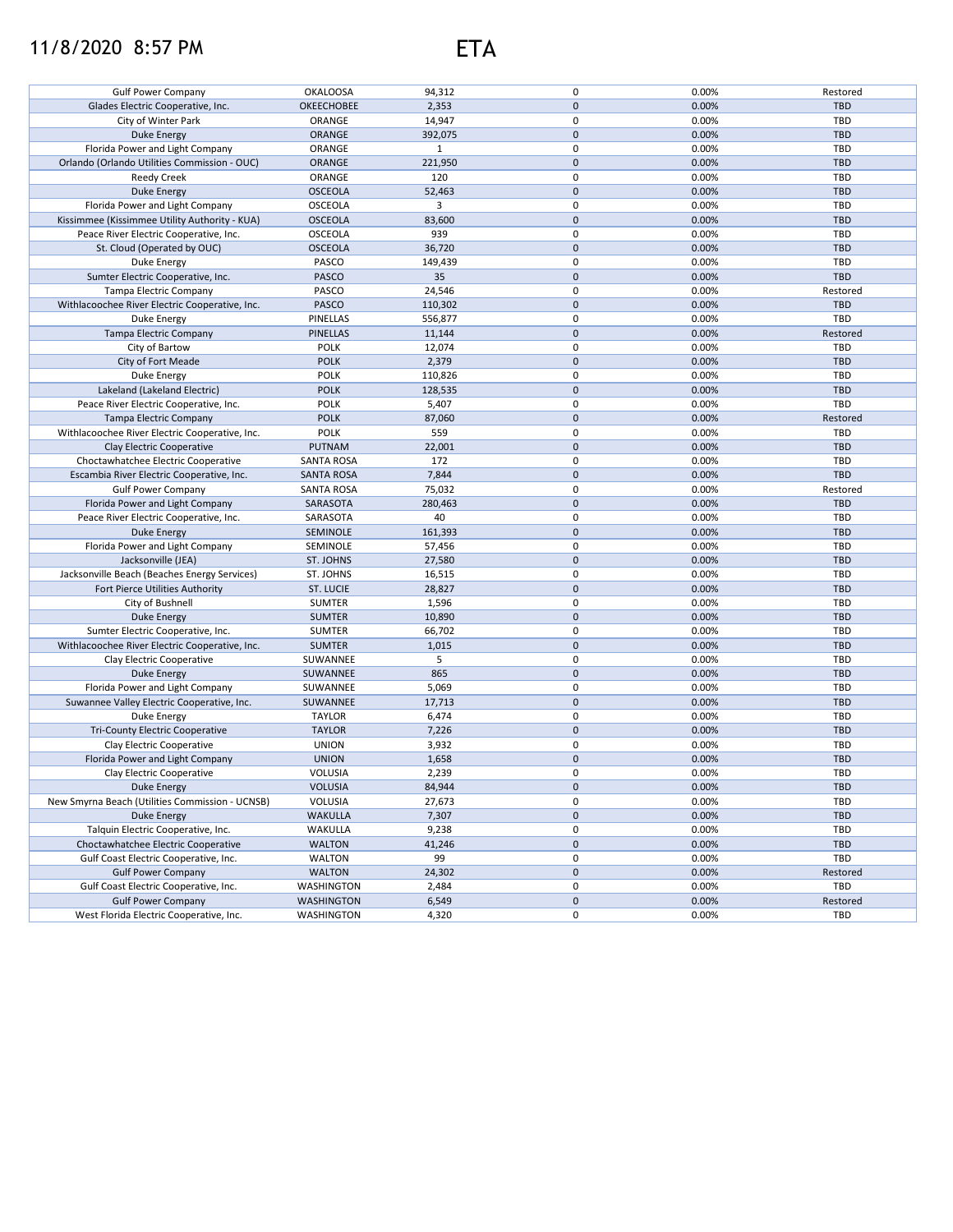# 11/8/2020 8:57 PM ETA

| | | | | | |
|---|---|---|---|---|---|
| Gulf Power Company | OKALOOSA | 94,312 | 0 | 0.00% | Restored |
| Glades Electric Cooperative, Inc. | OKEECHOBEE | 2,353 | 0 | 0.00% | TBD |
| City of Winter Park | ORANGE | 14,947 | 0 | 0.00% | TBD |
| Duke Energy | ORANGE | 392,075 | 0 | 0.00% | TBD |
| Florida Power and Light Company | ORANGE | 1 | 0 | 0.00% | TBD |
| Orlando (Orlando Utilities Commission - OUC) | ORANGE | 221,950 | 0 | 0.00% | TBD |
| Reedy Creek | ORANGE | 120 | 0 | 0.00% | TBD |
| Duke Energy | OSCEOLA | 52,463 | 0 | 0.00% | TBD |
| Florida Power and Light Company | OSCEOLA | 3 | 0 | 0.00% | TBD |
| Kissimmee (Kissimmee Utility Authority - KUA) | OSCEOLA | 83,600 | 0 | 0.00% | TBD |
| Peace River Electric Cooperative, Inc. | OSCEOLA | 939 | 0 | 0.00% | TBD |
| St. Cloud (Operated by OUC) | OSCEOLA | 36,720 | 0 | 0.00% | TBD |
| Duke Energy | PASCO | 149,439 | 0 | 0.00% | TBD |
| Sumter Electric Cooperative, Inc. | PASCO | 35 | 0 | 0.00% | TBD |
| Tampa Electric Company | PASCO | 24,546 | 0 | 0.00% | Restored |
| Withlacoochee River Electric Cooperative, Inc. | PASCO | 110,302 | 0 | 0.00% | TBD |
| Duke Energy | PINELLAS | 556,877 | 0 | 0.00% | TBD |
| Tampa Electric Company | PINELLAS | 11,144 | 0 | 0.00% | Restored |
| City of Bartow | POLK | 12,074 | 0 | 0.00% | TBD |
| City of Fort Meade | POLK | 2,379 | 0 | 0.00% | TBD |
| Duke Energy | POLK | 110,826 | 0 | 0.00% | TBD |
| Lakeland (Lakeland Electric) | POLK | 128,535 | 0 | 0.00% | TBD |
| Peace River Electric Cooperative, Inc. | POLK | 5,407 | 0 | 0.00% | TBD |
| Tampa Electric Company | POLK | 87,060 | 0 | 0.00% | Restored |
| Withlacoochee River Electric Cooperative, Inc. | POLK | 559 | 0 | 0.00% | TBD |
| Clay Electric Cooperative | PUTNAM | 22,001 | 0 | 0.00% | TBD |
| Choctawhatchee Electric Cooperative | SANTA ROSA | 172 | 0 | 0.00% | TBD |
| Escambia River Electric Cooperative, Inc. | SANTA ROSA | 7,844 | 0 | 0.00% | TBD |
| Gulf Power Company | SANTA ROSA | 75,032 | 0 | 0.00% | Restored |
| Florida Power and Light Company | SARASOTA | 280,463 | 0 | 0.00% | TBD |
| Peace River Electric Cooperative, Inc. | SARASOTA | 40 | 0 | 0.00% | TBD |
| Duke Energy | SEMINOLE | 161,393 | 0 | 0.00% | TBD |
| Florida Power and Light Company | SEMINOLE | 57,456 | 0 | 0.00% | TBD |
| Jacksonville (JEA) | ST. JOHNS | 27,580 | 0 | 0.00% | TBD |
| Jacksonville Beach (Beaches Energy Services) | ST. JOHNS | 16,515 | 0 | 0.00% | TBD |
| Fort Pierce Utilities Authority | ST. LUCIE | 28,827 | 0 | 0.00% | TBD |
| City of Bushnell | SUMTER | 1,596 | 0 | 0.00% | TBD |
| Duke Energy | SUMTER | 10,890 | 0 | 0.00% | TBD |
| Sumter Electric Cooperative, Inc. | SUMTER | 66,702 | 0 | 0.00% | TBD |
| Withlacoochee River Electric Cooperative, Inc. | SUMTER | 1,015 | 0 | 0.00% | TBD |
| Clay Electric Cooperative | SUWANNEE | 5 | 0 | 0.00% | TBD |
| Duke Energy | SUWANNEE | 865 | 0 | 0.00% | TBD |
| Florida Power and Light Company | SUWANNEE | 5,069 | 0 | 0.00% | TBD |
| Suwannee Valley Electric Cooperative, Inc. | SUWANNEE | 17,713 | 0 | 0.00% | TBD |
| Duke Energy | TAYLOR | 6,474 | 0 | 0.00% | TBD |
| Tri-County Electric Cooperative | TAYLOR | 7,226 | 0 | 0.00% | TBD |
| Clay Electric Cooperative | UNION | 3,932 | 0 | 0.00% | TBD |
| Florida Power and Light Company | UNION | 1,658 | 0 | 0.00% | TBD |
| Clay Electric Cooperative | VOLUSIA | 2,239 | 0 | 0.00% | TBD |
| Duke Energy | VOLUSIA | 84,944 | 0 | 0.00% | TBD |
| New Smyrna Beach (Utilities Commission - UCNSB) | VOLUSIA | 27,673 | 0 | 0.00% | TBD |
| Duke Energy | WAKULLA | 7,307 | 0 | 0.00% | TBD |
| Talquin Electric Cooperative, Inc. | WAKULLA | 9,238 | 0 | 0.00% | TBD |
| Choctawhatchee Electric Cooperative | WALTON | 41,246 | 0 | 0.00% | TBD |
| Gulf Coast Electric Cooperative, Inc. | WALTON | 99 | 0 | 0.00% | TBD |
| Gulf Power Company | WALTON | 24,302 | 0 | 0.00% | Restored |
| Gulf Coast Electric Cooperative, Inc. | WASHINGTON | 2,484 | 0 | 0.00% | TBD |
| Gulf Power Company | WASHINGTON | 6,549 | 0 | 0.00% | Restored |
| West Florida Electric Cooperative, Inc. | WASHINGTON | 4,320 | 0 | 0.00% | TBD |